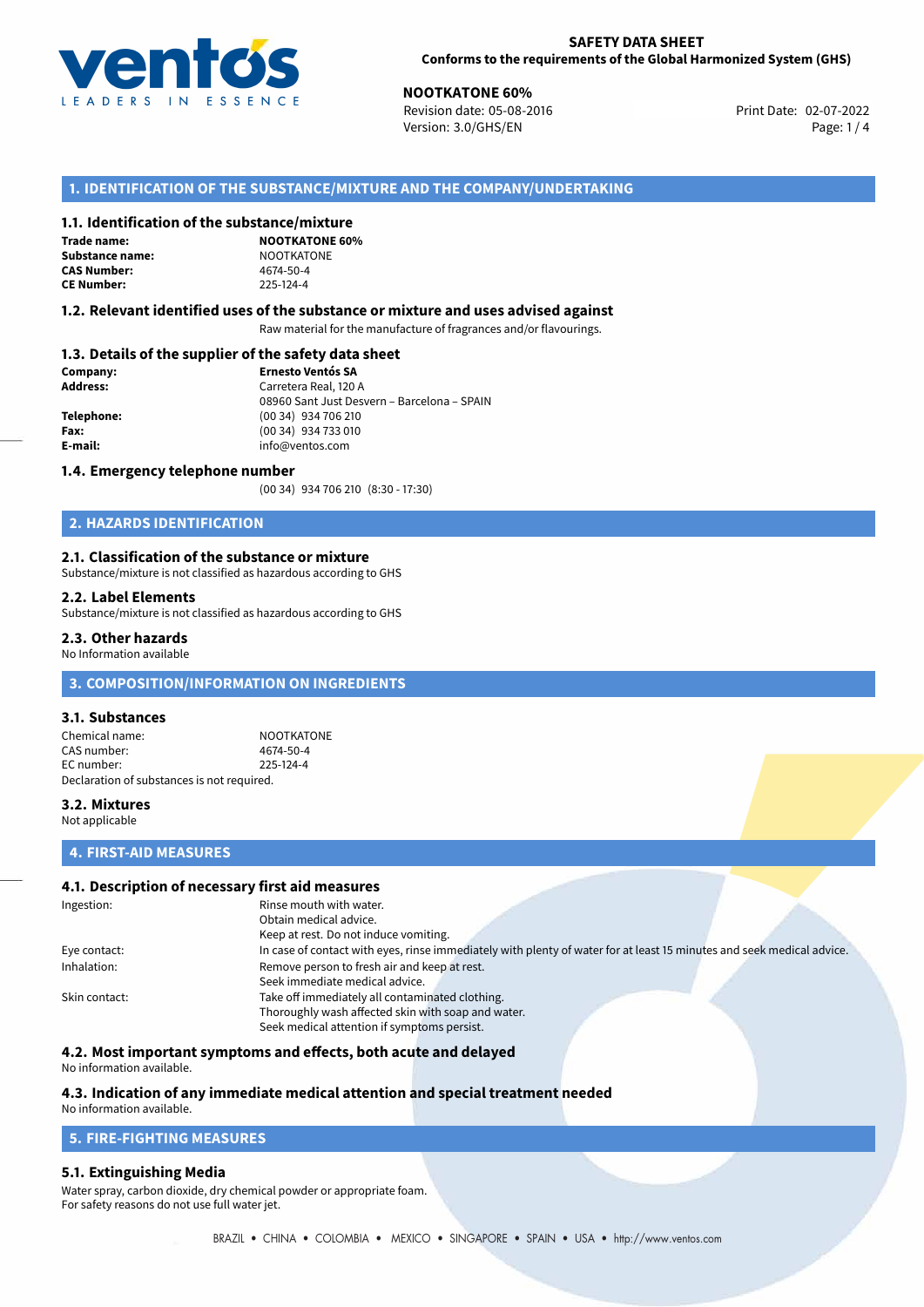**SAFETY DATA SHEET**
**Conforms to the requirements of the Global Harmonized System (GHS)**

**NOOTKATONE 60%**
Revision date: 05-08-2016
Version: 3.0/GHS/EN
Print Date: 02-07-2022

## 1. IDENTIFICATION OF THE SUBSTANCE/MIXTURE AND THE COMPANY/UNDERTAKING

### 1.1. Identification of the substance/mixture

**Trade name:** **NOOTKATONE 60%**
**Substance name:** NOOTKATONE
**CAS Number:** 4674-50-4
**CE Number:** 225-124-4

### 1.2. Relevant identified uses of the substance or mixture and uses advised against

Raw material for the manufacture of fragrances and/or flavourings.

### 1.3. Details of the supplier of the safety data sheet

**Company:** **Ernesto Ventós SA**
**Address:** Carretera Real, 120 A
08960 Sant Just Desvern – Barcelona – SPAIN
**Telephone:** (00 34) 934 706 210
**Fax:** (00 34) 934 733 010
**E-mail:** info@ventos.com

### 1.4. Emergency telephone number

(00 34) 934 706 210 (8:30 - 17:30)

## 2. HAZARDS IDENTIFICATION

### 2.1. Classification of the substance or mixture

Substance/mixture is not classified as hazardous according to GHS

### 2.2. Label Elements

Substance/mixture is not classified as hazardous according to GHS

### 2.3. Other hazards

No Information available

## 3. COMPOSITION/INFORMATION ON INGREDIENTS

### 3.1. Substances

Chemical name: NOOTKATONE
CAS number: 4674-50-4
EC number: 225-124-4
Declaration of substances is not required.

### 3.2. Mixtures

Not applicable

## 4. FIRST-AID MEASURES

### 4.1. Description of necessary first aid measures

Ingestion: Rinse mouth with water.
Obtain medical advice.
Keep at rest. Do not induce vomiting.

Eye contact: In case of contact with eyes, rinse immediately with plenty of water for at least 15 minutes and seek medical advice.

Inhalation: Remove person to fresh air and keep at rest.
Seek immediate medical advice.

Skin contact: Take off immediately all contaminated clothing.
Thoroughly wash affected skin with soap and water.
Seek medical attention if symptoms persist.

### 4.2. Most important symptoms and effects, both acute and delayed

No information available.

### 4.3. Indication of any immediate medical attention and special treatment needed

No information available.

## 5. FIRE-FIGHTING MEASURES

### 5.1. Extinguishing Media

Water spray, carbon dioxide, dry chemical powder or appropriate foam.
For safety reasons do not use full water jet.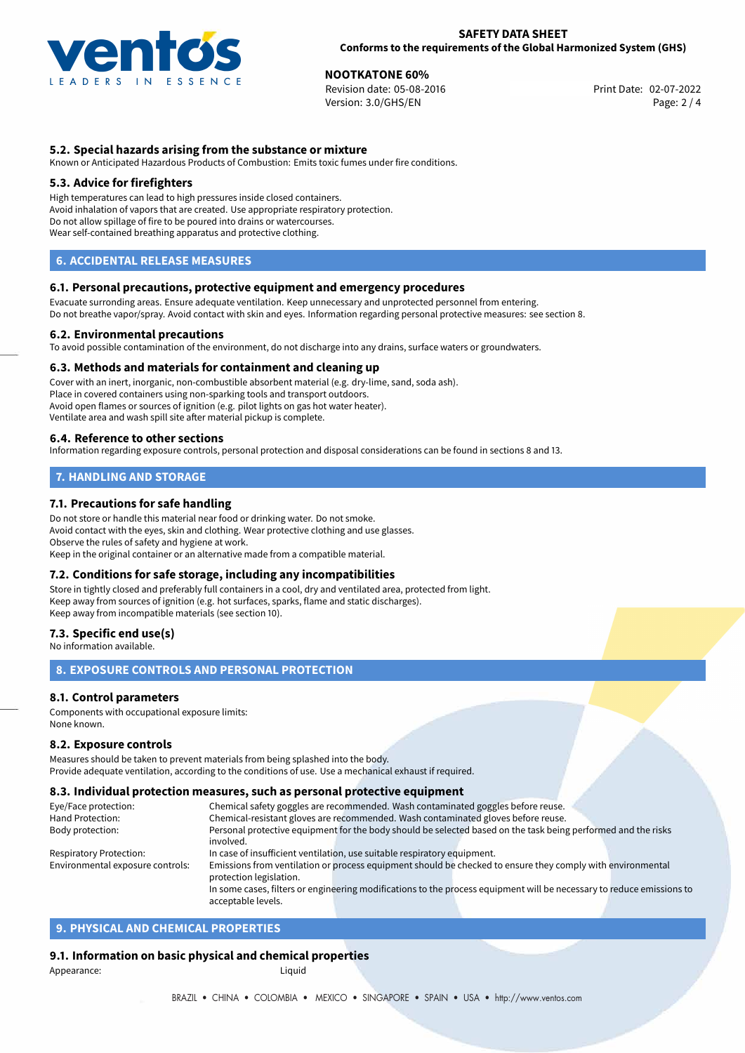### 5.2. Special hazards arising from the substance or mixture

Known or Anticipated Hazardous Products of Combustion: Emits toxic fumes under fire conditions.

### 5.3. Advice for firefighters

High temperatures can lead to high pressures inside closed containers.
Avoid inhalation of vapors that are created. Use appropriate respiratory protection.
Do not allow spillage of fire to be poured into drains or watercourses.
Wear self-contained breathing apparatus and protective clothing.

## 6. ACCIDENTAL RELEASE MEASURES

### 6.1. Personal precautions, protective equipment and emergency procedures

Evacuate surronding areas. Ensure adequate ventilation. Keep unnecessary and unprotected personnel from entering.
Do not breathe vapor/spray. Avoid contact with skin and eyes. Information regarding personal protective measures: see section 8.

### 6.2. Environmental precautions

To avoid possible contamination of the environment, do not discharge into any drains, surface waters or groundwaters.

### 6.3. Methods and materials for containment and cleaning up

Cover with an inert, inorganic, non-combustible absorbent material (e.g. dry-lime, sand, soda ash).
Place in covered containers using non-sparking tools and transport outdoors.
Avoid open flames or sources of ignition (e.g. pilot lights on gas hot water heater).
Ventilate area and wash spill site after material pickup is complete.

### 6.4. Reference to other sections

Information regarding exposure controls, personal protection and disposal considerations can be found in sections 8 and 13.

## 7. HANDLING AND STORAGE

### 7.1. Precautions for safe handling

Do not store or handle this material near food or drinking water. Do not smoke.
Avoid contact with the eyes, skin and clothing. Wear protective clothing and use glasses.
Observe the rules of safety and hygiene at work.
Keep in the original container or an alternative made from a compatible material.

### 7.2. Conditions for safe storage, including any incompatibilities

Store in tightly closed and preferably full containers in a cool, dry and ventilated area, protected from light.
Keep away from sources of ignition (e.g. hot surfaces, sparks, flame and static discharges).
Keep away from incompatible materials (see section 10).

### 7.3. Specific end use(s)

No information available.

## 8. EXPOSURE CONTROLS AND PERSONAL PROTECTION

### 8.1. Control parameters

Components with occupational exposure limits:
None known.

### 8.2. Exposure controls

Measures should be taken to prevent materials from being splashed into the body.
Provide adequate ventilation, according to the conditions of use. Use a mechanical exhaust if required.

### 8.3. Individual protection measures, such as personal protective equipment

| | |
|---|---|
| Eye/Face protection: | Chemical safety goggles are recommended. Wash contaminated goggles before reuse. |
| Hand Protection: | Chemical-resistant gloves are recommended. Wash contaminated gloves before reuse. |
| Body protection: | Personal protective equipment for the body should be selected based on the task being performed and the risks involved. |
| Respiratory Protection: | In case of insufficient ventilation, use suitable respiratory equipment. |
| Environmental exposure controls: | Emissions from ventilation or process equipment should be checked to ensure they comply with environmental protection legislation. In some cases, filters or engineering modifications to the process equipment will be necessary to reduce emissions to acceptable levels. |

## 9. PHYSICAL AND CHEMICAL PROPERTIES

### 9.1. Information on basic physical and chemical properties

Appearance: Liquid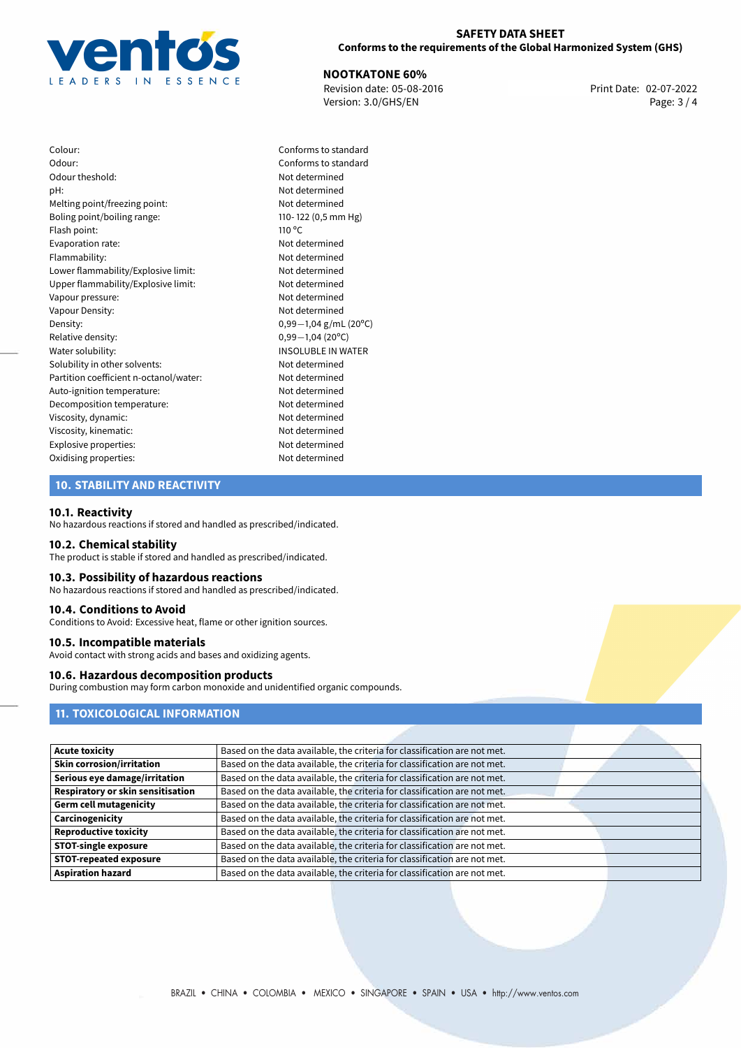| | |
|---|---|
| Colour: | Conforms to standard |
| Odour: | Conforms to standard |
| Odour theshold: | Not determined |
| pH: | Not determined |
| Melting point/freezing point: | Not determined |
| Boling point/boiling range: | 110- 122 (0,5 mm Hg) |
| Flash point: | 110 °C |
| Evaporation rate: | Not determined |
| Flammability: | Not determined |
| Lower flammability/Explosive limit: | Not determined |
| Upper flammability/Explosive limit: | Not determined |
| Vapour pressure: | Not determined |
| Vapour Density: | Not determined |
| Density: | 0,99—1,04 g/mL (20°C) |
| Relative density: | 0,99—1,04 (20°C) |
| Water solubility: | INSOLUBLE IN WATER |
| Solubility in other solvents: | Not determined |
| Partition coefficient n-octanol/water: | Not determined |
| Auto-ignition temperature: | Not determined |
| Decomposition temperature: | Not determined |
| Viscosity, dynamic: | Not determined |
| Viscosity, kinematic: | Not determined |
| Explosive properties: | Not determined |
| Oxidising properties: | Not determined |

## 10. STABILITY AND REACTIVITY

### 10.1. Reactivity
No hazardous reactions if stored and handled as prescribed/indicated.

### 10.2. Chemical stability
The product is stable if stored and handled as prescribed/indicated.

### 10.3. Possibility of hazardous reactions
No hazardous reactions if stored and handled as prescribed/indicated.

### 10.4. Conditions to Avoid
Conditions to Avoid: Excessive heat, flame or other ignition sources.

### 10.5. Incompatible materials
Avoid contact with strong acids and bases and oxidizing agents.

### 10.6. Hazardous decomposition products
During combustion may form carbon monoxide and unidentified organic compounds.

## 11. TOXICOLOGICAL INFORMATION

| | |
|---|---|
| **Acute toxicity** | Based on the data available, the criteria for classification are not met. |
| **Skin corrosion/irritation** | Based on the data available, the criteria for classification are not met. |
| **Serious eye damage/irritation** | Based on the data available, the criteria for classification are not met. |
| **Respiratory or skin sensitisation** | Based on the data available, the criteria for classification are not met. |
| **Germ cell mutagenicity** | Based on the data available, the criteria for classification are not met. |
| **Carcinogenicity** | Based on the data available, the criteria for classification are not met. |
| **Reproductive toxicity** | Based on the data available, the criteria for classification are not met. |
| **STOT-single exposure** | Based on the data available, the criteria for classification are not met. |
| **STOT-repeated exposure** | Based on the data available, the criteria for classification are not met. |
| **Aspiration hazard** | Based on the data available, the criteria for classification are not met. |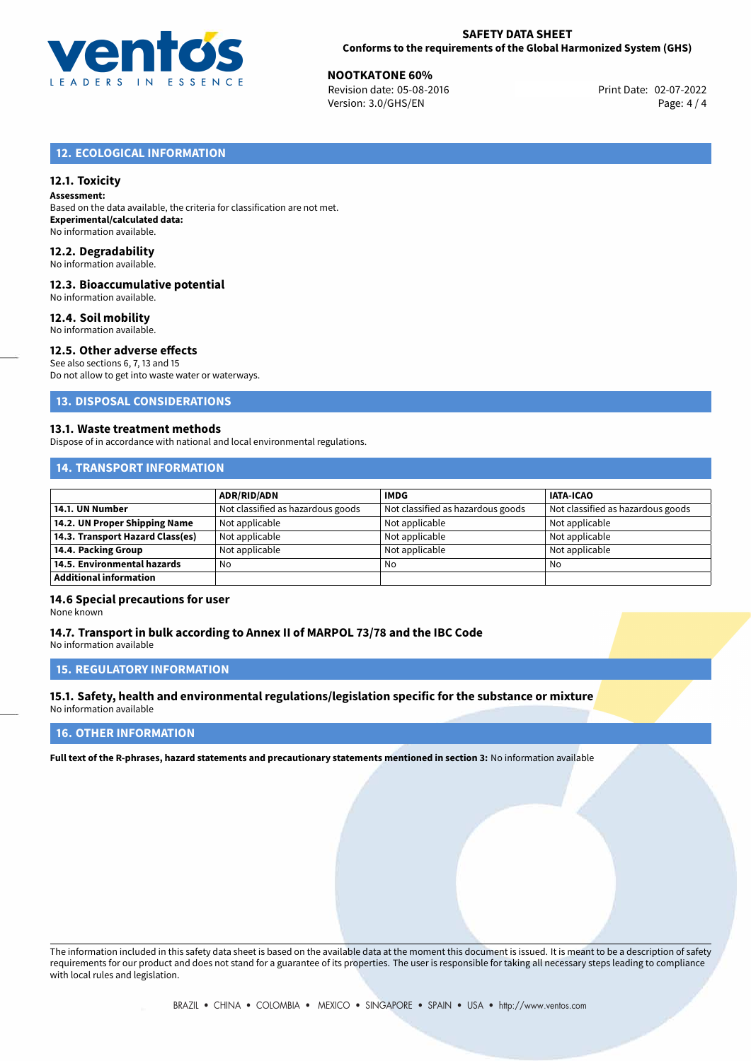## 12. ECOLOGICAL INFORMATION

### 12.1. Toxicity

**Assessment:**
Based on the data available, the criteria for classification are not met.
**Experimental/calculated data:**
No information available.

### 12.2. Degradability

No information available.

### 12.3. Bioaccumulative potential

No information available.

### 12.4. Soil mobility

No information available.

### 12.5. Other adverse effects

See also sections 6, 7, 13 and 15
Do not allow to get into waste water or waterways.

## 13. DISPOSAL CONSIDERATIONS

### 13.1. Waste treatment methods

Dispose of in accordance with national and local environmental regulations.

## 14. TRANSPORT INFORMATION

| | ADR/RID/ADN | IMDG | IATA-ICAO |
|---|---|---|---|
| **14.1. UN Number** | Not classified as hazardous goods | Not classified as hazardous goods | Not classified as hazardous goods |
| **14.2. UN Proper Shipping Name** | Not applicable | Not applicable | Not applicable |
| **14.3. Transport Hazard Class(es)** | Not applicable | Not applicable | Not applicable |
| **14.4. Packing Group** | Not applicable | Not applicable | Not applicable |
| **14.5. Environmental hazards** | No | No | No |
| **Additional information** | | | |

### 14.6 Special precautions for user

None known

### 14.7. Transport in bulk according to Annex II of MARPOL 73/78 and the IBC Code

No information available

## 15. REGULATORY INFORMATION

### 15.1. Safety, health and environmental regulations/legislation specific for the substance or mixture

No information available

## 16. OTHER INFORMATION

**Full text of the R-phrases, hazard statements and precautionary statements mentioned in section 3:** No information available

The information included in this safety data sheet is based on the available data at the moment this document is issued. It is meant to be a description of safety requirements for our product and does not stand for a guarantee of its properties. The user is responsible for taking all necessary steps leading to compliance with local rules and legislation.